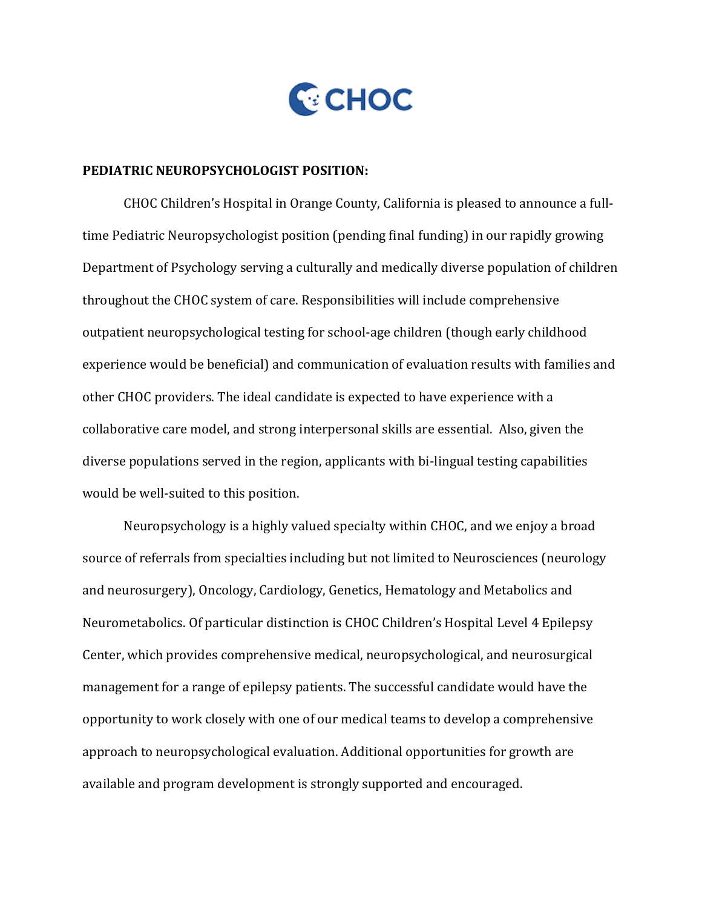**PEDIATRIC NEUROPSYCHOLOGIST POSITION:**

CHOC Children's Hospital in Orange County, California is pleased to announce a full-time Pediatric Neuropsychologist position (pending final funding) in our rapidly growing Department of Psychology serving a culturally and medically diverse population of children throughout the CHOC system of care. Responsibilities will include comprehensive outpatient neuropsychological testing for school-age children (though early childhood experience would be beneficial) and communication of evaluation results with families and other CHOC providers. The ideal candidate is expected to have experience with a collaborative care model, and strong interpersonal skills are essential. Also, given the diverse populations served in the region, applicants with bi-lingual testing capabilities would be well-suited to this position.

Neuropsychology is a highly valued specialty within CHOC, and we enjoy a broad source of referrals from specialties including but not limited to Neurosciences (neurology and neurosurgery), Oncology, Cardiology, Genetics, Hematology and Metabolics and Neurometabolics. Of particular distinction is CHOC Children's Hospital Level 4 Epilepsy Center, which provides comprehensive medical, neuropsychological, and neurosurgical management for a range of epilepsy patients. The successful candidate would have the opportunity to work closely with one of our medical teams to develop a comprehensive approach to neuropsychological evaluation. Additional opportunities for growth are available and program development is strongly supported and encouraged.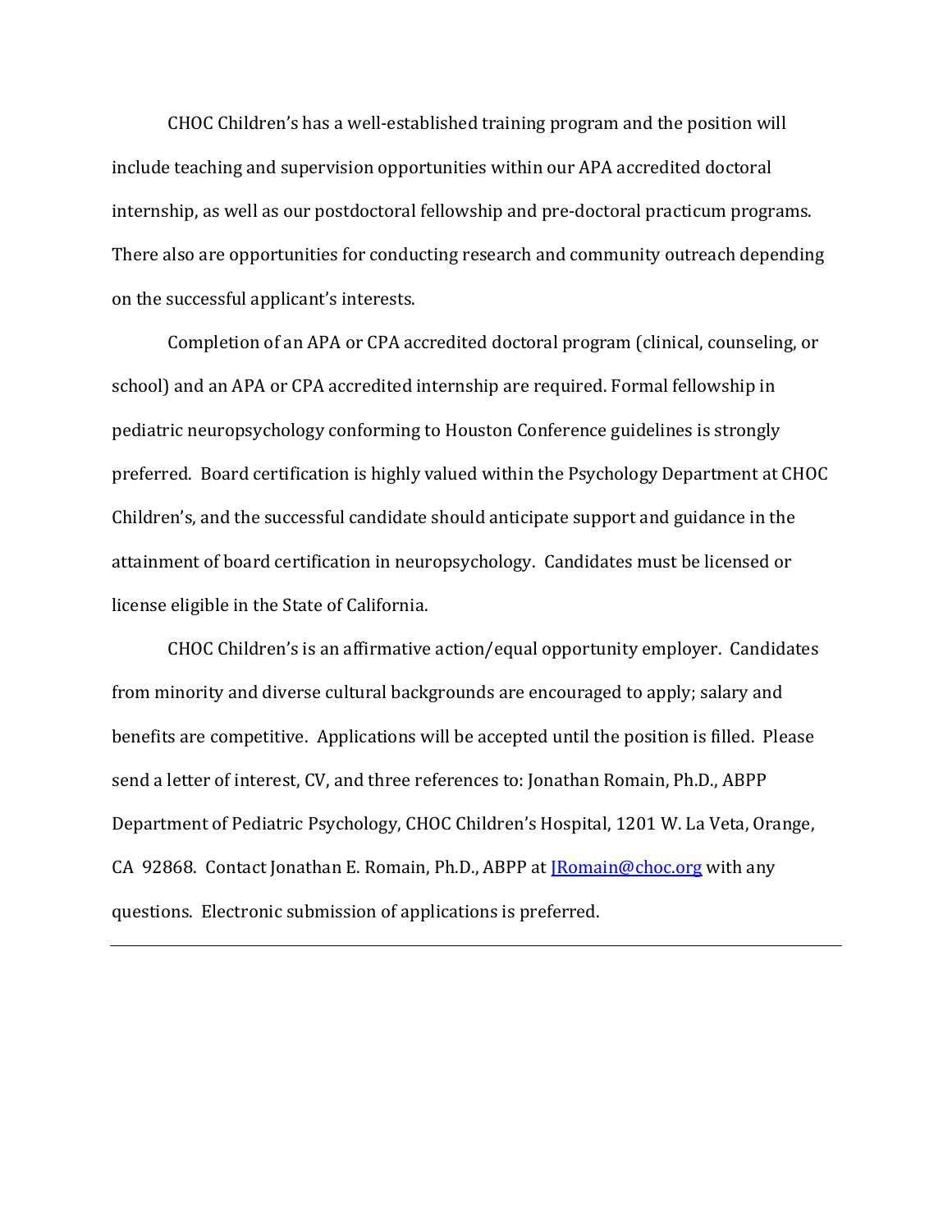CHOC Children's has a well-established training program and the position will include teaching and supervision opportunities within our APA accredited doctoral internship, as well as our postdoctoral fellowship and pre-doctoral practicum programs. There also are opportunities for conducting research and community outreach depending on the successful applicant's interests.

Completion of an APA or CPA accredited doctoral program (clinical, counseling, or school) and an APA or CPA accredited internship are required. Formal fellowship in pediatric neuropsychology conforming to Houston Conference guidelines is strongly preferred. Board certification is highly valued within the Psychology Department at CHOC Children's, and the successful candidate should anticipate support and guidance in the attainment of board certification in neuropsychology. Candidates must be licensed or license eligible in the State of California.

CHOC Children's is an affirmative action/equal opportunity employer. Candidates from minority and diverse cultural backgrounds are encouraged to apply; salary and benefits are competitive. Applications will be accepted until the position is filled. Please send a letter of interest, CV, and three references to: Jonathan Romain, Ph.D., ABPP Department of Pediatric Psychology, CHOC Children's Hospital, 1201 W. La Veta, Orange, CA 92868. Contact Jonathan E. Romain, Ph.D., ABPP at [JRomain@choc.org](mailto:JRomain@choc.org) with any questions. Electronic submission of applications is preferred.

---